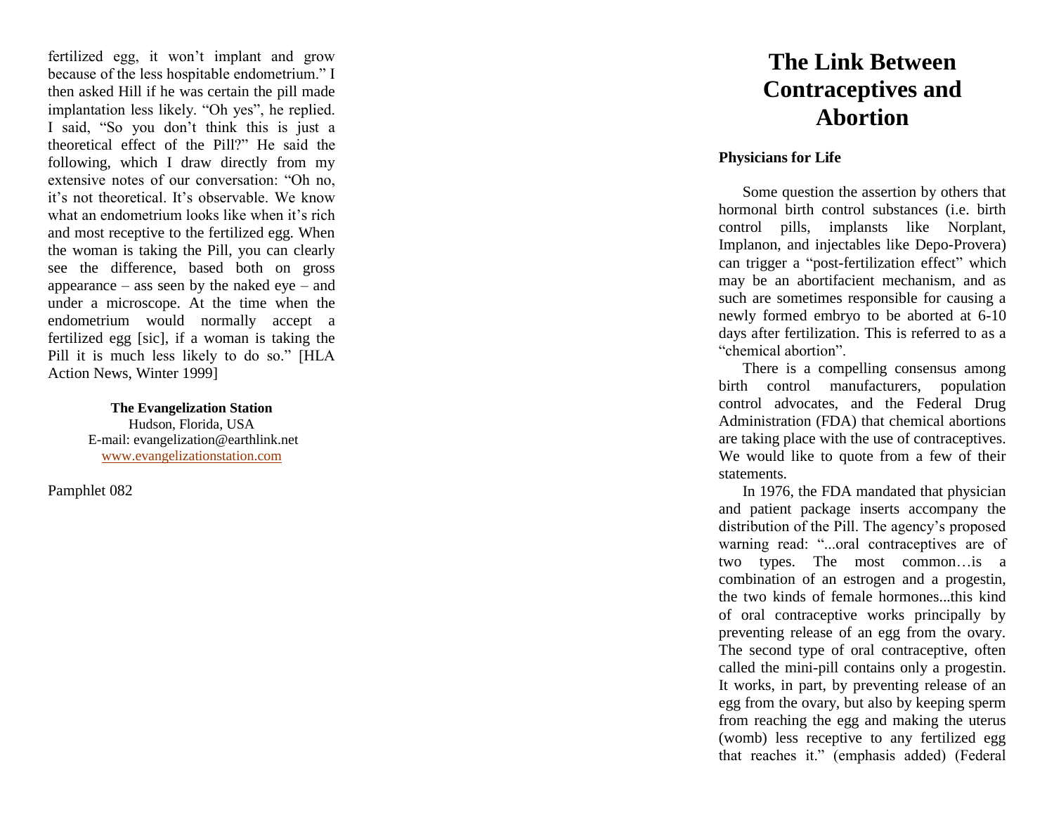fertilized egg, it won't implant and grow because of the less hospitable endometrium." I then asked Hill if he was certain the pill made implantation less likely. "Oh yes", he replied. I said, "So you don't think this is just a theoretical effect of the Pill?" He said the following, which I draw directly from my extensive notes of our conversation: "Oh no, it's not theoretical. It's observable. We know what an endometrium looks like when it's rich and most receptive to the fertilized egg. When the woman is taking the Pill, you can clearly see the difference, based both on gross appearance – ass seen by the naked eye – and under a microscope. At the time when the endometrium would normally accept a fertilized egg [sic], if a woman is taking the Pill it is much less likely to do so." [HLA Action News, Winter 1999]

**The Evangelization Station**
Hudson, Florida, USA
E-mail: evangelization@earthlink.net
www.evangelizationstation.com

Pamphlet 082

# The Link Between Contraceptives and Abortion

**Physicians for Life**

Some question the assertion by others that hormonal birth control substances (i.e. birth control pills, implansts like Norplant, Implanon, and injectables like Depo-Provera) can trigger a "post-fertilization effect" which may be an abortifacient mechanism, and as such are sometimes responsible for causing a newly formed embryo to be aborted at 6-10 days after fertilization. This is referred to as a "chemical abortion".

There is a compelling consensus among birth control manufacturers, population control advocates, and the Federal Drug Administration (FDA) that chemical abortions are taking place with the use of contraceptives. We would like to quote from a few of their statements.

In 1976, the FDA mandated that physician and patient package inserts accompany the distribution of the Pill. The agency's proposed warning read: "...oral contraceptives are of two types. The most common…is a combination of an estrogen and a progestin, the two kinds of female hormones...this kind of oral contraceptive works principally by preventing release of an egg from the ovary. The second type of oral contraceptive, often called the mini-pill contains only a progestin. It works, in part, by preventing release of an egg from the ovary, but also by keeping sperm from reaching the egg and making the uterus (womb) less receptive to any fertilized egg that reaches it." (emphasis added) (Federal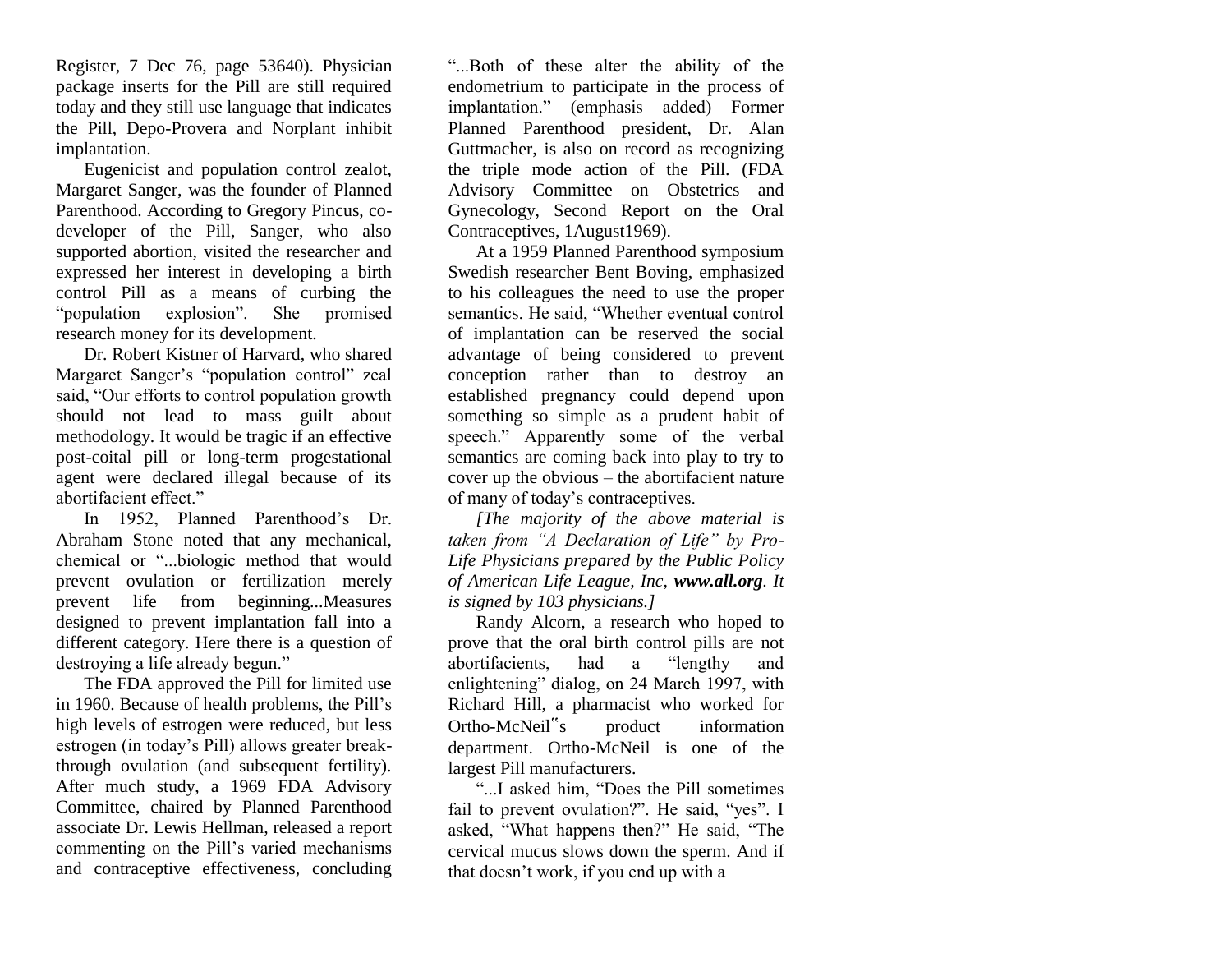Register, 7 Dec 76, page 53640). Physician package inserts for the Pill are still required today and they still use language that indicates the Pill, Depo-Provera and Norplant inhibit implantation.

Eugenicist and population control zealot, Margaret Sanger, was the founder of Planned Parenthood. According to Gregory Pincus, co-developer of the Pill, Sanger, who also supported abortion, visited the researcher and expressed her interest in developing a birth control Pill as a means of curbing the "population explosion". She promised research money for its development.

Dr. Robert Kistner of Harvard, who shared Margaret Sanger's "population control" zeal said, "Our efforts to control population growth should not lead to mass guilt about methodology. It would be tragic if an effective post-coital pill or long-term progestational agent were declared illegal because of its abortifacient effect."

In 1952, Planned Parenthood's Dr. Abraham Stone noted that any mechanical, chemical or "...biologic method that would prevent ovulation or fertilization merely prevent life from beginning...Measures designed to prevent implantation fall into a different category. Here there is a question of destroying a life already begun."

The FDA approved the Pill for limited use in 1960. Because of health problems, the Pill's high levels of estrogen were reduced, but less estrogen (in today's Pill) allows greater break-through ovulation (and subsequent fertility). After much study, a 1969 FDA Advisory Committee, chaired by Planned Parenthood associate Dr. Lewis Hellman, released a report commenting on the Pill's varied mechanisms and contraceptive effectiveness, concluding "...Both of these alter the ability of the endometrium to participate in the process of implantation." (emphasis added) Former Planned Parenthood president, Dr. Alan Guttmacher, is also on record as recognizing the triple mode action of the Pill. (FDA Advisory Committee on Obstetrics and Gynecology, Second Report on the Oral Contraceptives, 1August1969).

At a 1959 Planned Parenthood symposium Swedish researcher Bent Boving, emphasized to his colleagues the need to use the proper semantics. He said, "Whether eventual control of implantation can be reserved the social advantage of being considered to prevent conception rather than to destroy an established pregnancy could depend upon something so simple as a prudent habit of speech." Apparently some of the verbal semantics are coming back into play to try to cover up the obvious – the abortifacient nature of many of today's contraceptives.

*[The majority of the above material is taken from "A Declaration of Life" by Pro-Life Physicians prepared by the Public Policy of American Life League, Inc, **www.all.org**. It is signed by 103 physicians.]*

Randy Alcorn, a research who hoped to prove that the oral birth control pills are not abortifacients, had a "lengthy and enlightening" dialog, on 24 March 1997, with Richard Hill, a pharmacist who worked for Ortho-McNeil‟s product information department. Ortho-McNeil is one of the largest Pill manufacturers.

"...I asked him, "Does the Pill sometimes fail to prevent ovulation?". He said, "yes". I asked, "What happens then?" He said, "The cervical mucus slows down the sperm. And if that doesn't work, if you end up with a